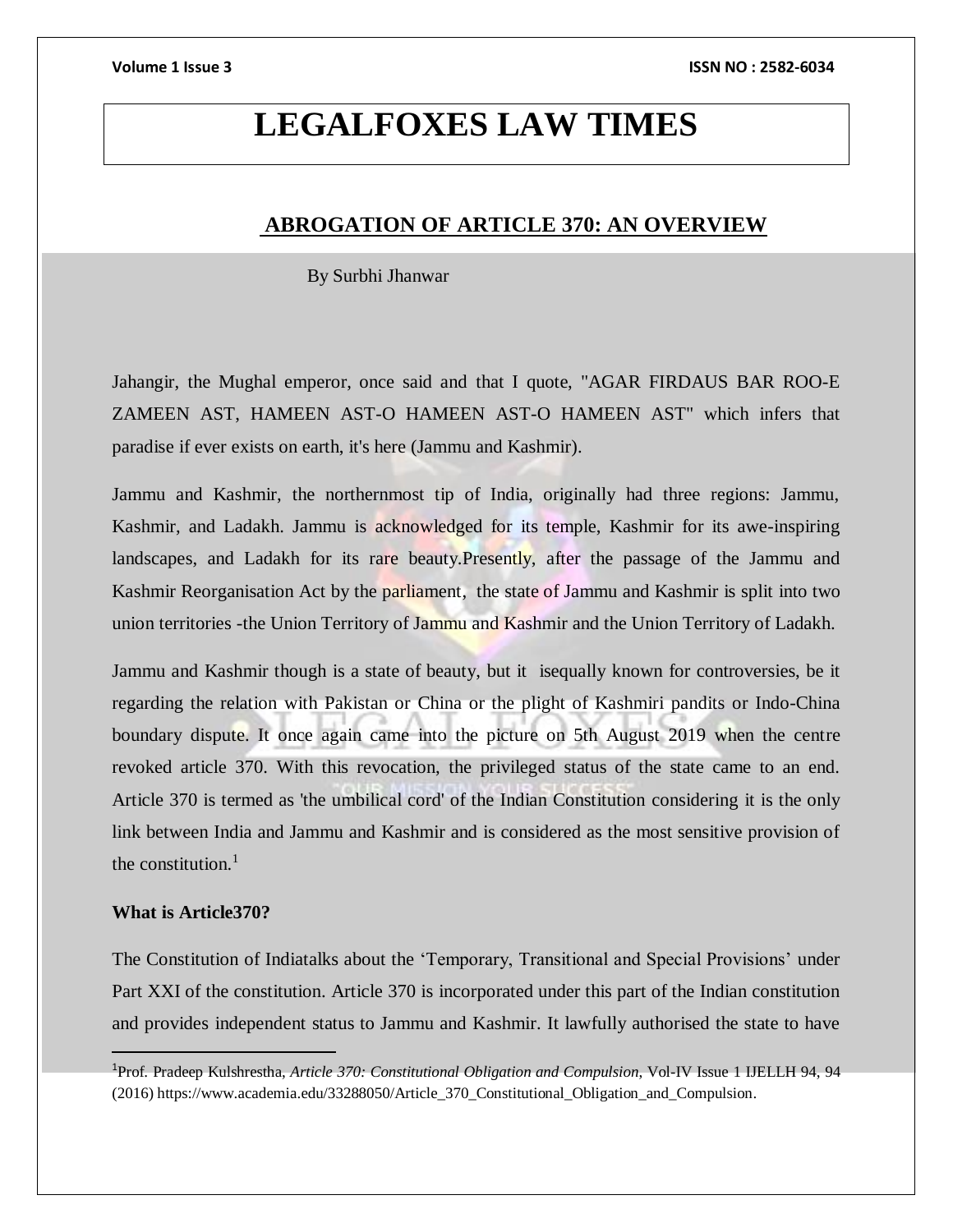# LEGALFOXES LAW TIMES

## ABROGATION OF ARTICLE 370: AN OVERVIEW

By Surbhi Jhanwar

Jahangir, the Mughal emperor, once said and that I quote, "AGAR FIRDAUS BAR ROO-E ZAMEEN AST, HAMEEN AST-O HAMEEN AST-O HAMEEN AST" which infers that paradise if ever exists on earth, it's here (Jammu and Kashmir).

Jammu and Kashmir, the northernmost tip of India, originally had three regions: Jammu, Kashmir, and Ladakh. Jammu is acknowledged for its temple, Kashmir for its awe-inspiring landscapes, and Ladakh for its rare beauty.Presently, after the passage of the Jammu and Kashmir Reorganisation Act by the parliament, the state of Jammu and Kashmir is split into two union territories -the Union Territory of Jammu and Kashmir and the Union Territory of Ladakh.

Jammu and Kashmir though is a state of beauty, but it isequally known for controversies, be it regarding the relation with Pakistan or China or the plight of Kashmiri pandits or Indo-China boundary dispute. It once again came into the picture on 5th August 2019 when the centre revoked article 370. With this revocation, the privileged status of the state came to an end. Article 370 is termed as 'the umbilical cord' of the Indian Constitution considering it is the only link between India and Jammu and Kashmir and is considered as the most sensitive provision of the constitution.[1]

**What is Article370?**

The Constitution of Indiatalks about the 'Temporary, Transitional and Special Provisions' under Part XXI of the constitution. Article 370 is incorporated under this part of the Indian constitution and provides independent status to Jammu and Kashmir. It lawfully authorised the state to have

---

[1] Prof. Pradeep Kulshrestha, *Article 370: Constitutional Obligation and Compulsion*, Vol-IV Issue 1 IJELLH 94, 94 (2016) https://www.academia.edu/33288050/Article_370_Constitutional_Obligation_and_Compulsion.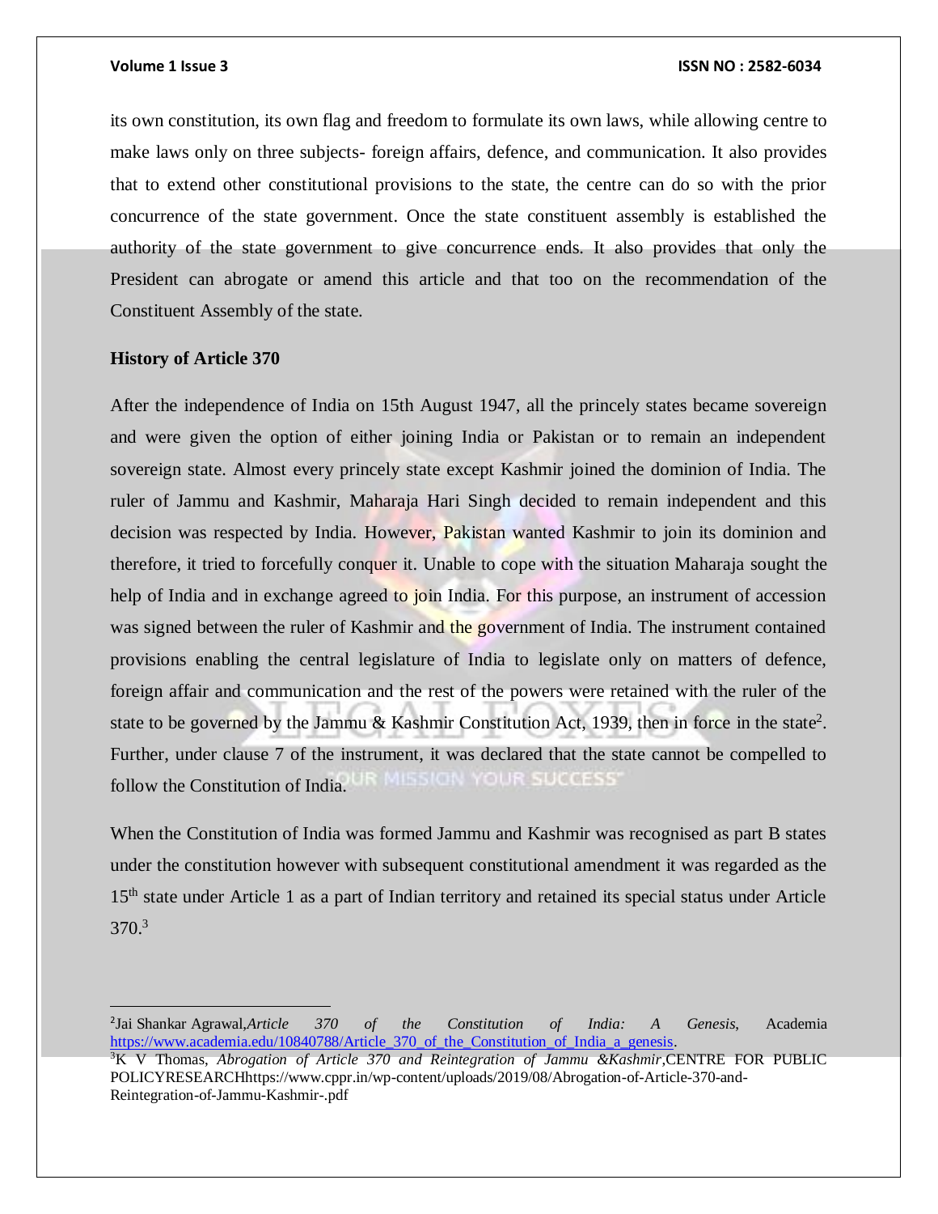its own constitution, its own flag and freedom to formulate its own laws, while allowing centre to make laws only on three subjects- foreign affairs, defence, and communication. It also provides that to extend other constitutional provisions to the state, the centre can do so with the prior concurrence of the state government. Once the state constituent assembly is established the authority of the state government to give concurrence ends. It also provides that only the President can abrogate or amend this article and that too on the recommendation of the Constituent Assembly of the state.

**History of Article 370**

After the independence of India on 15th August 1947, all the princely states became sovereign and were given the option of either joining India or Pakistan or to remain an independent sovereign state. Almost every princely state except Kashmir joined the dominion of India. The ruler of Jammu and Kashmir, Maharaja Hari Singh decided to remain independent and this decision was respected by India. However, Pakistan wanted Kashmir to join its dominion and therefore, it tried to forcefully conquer it. Unable to cope with the situation Maharaja sought the help of India and in exchange agreed to join India. For this purpose, an instrument of accession was signed between the ruler of Kashmir and the government of India. The instrument contained provisions enabling the central legislature of India to legislate only on matters of defence, foreign affair and communication and the rest of the powers were retained with the ruler of the state to be governed by the Jammu & Kashmir Constitution Act, 1939, then in force in the state[2]. Further, under clause 7 of the instrument, it was declared that the state cannot be compelled to follow the Constitution of India.

When the Constitution of India was formed Jammu and Kashmir was recognised as part B states under the constitution however with subsequent constitutional amendment it was regarded as the 15th state under Article 1 as a part of Indian territory and retained its special status under Article 370.[3]

---

[2]Jai Shankar Agrawal,*Article 370 of the Constitution of India: A Genesis*, Academia https://www.academia.edu/10840788/Article_370_of_the_Constitution_of_India_a_genesis.

[3]K V Thomas, *Abrogation of Article 370 and Reintegration of Jammu &Kashmir*,CENTRE FOR PUBLIC POLICYRESEARCHhttps://www.cppr.in/wp-content/uploads/2019/08/Abrogation-of-Article-370-and-Reintegration-of-Jammu-Kashmir-.pdf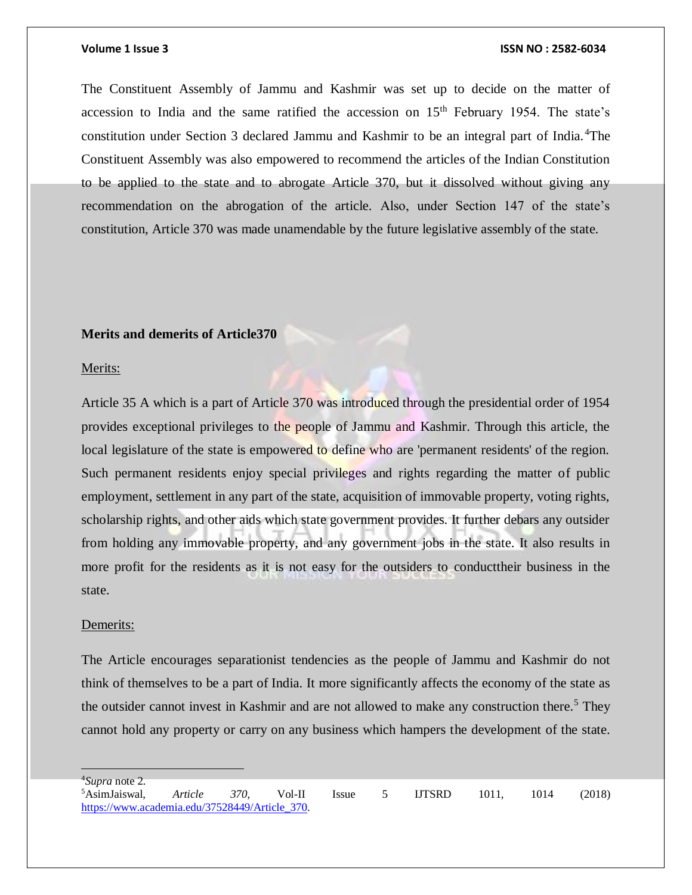The Constituent Assembly of Jammu and Kashmir was set up to decide on the matter of accession to India and the same ratified the accession on 15th February 1954. The state's constitution under Section 3 declared Jammu and Kashmir to be an integral part of India.[4] The Constituent Assembly was also empowered to recommend the articles of the Indian Constitution to be applied to the state and to abrogate Article 370, but it dissolved without giving any recommendation on the abrogation of the article. Also, under Section 147 of the state's constitution, Article 370 was made unamendable by the future legislative assembly of the state.

**Merits and demerits of Article370**

Merits:

Article 35 A which is a part of Article 370 was introduced through the presidential order of 1954 provides exceptional privileges to the people of Jammu and Kashmir. Through this article, the local legislature of the state is empowered to define who are 'permanent residents' of the region. Such permanent residents enjoy special privileges and rights regarding the matter of public employment, settlement in any part of the state, acquisition of immovable property, voting rights, scholarship rights, and other aids which state government provides. It further debars any outsider from holding any immovable property, and any government jobs in the state. It also results in more profit for the residents as it is not easy for the outsiders to conducttheir business in the state.

Demerits:

The Article encourages separationist tendencies as the people of Jammu and Kashmir do not think of themselves to be a part of India. It more significantly affects the economy of the state as the outsider cannot invest in Kashmir and are not allowed to make any construction there.[5] They cannot hold any property or carry on any business which hampers the development of the state.

---

[4] *Supra* note 2.

[5] AsimJaiswal, *Article 370*, Vol-II Issue 5 IJTSRD 1011, 1014 (2018) https://www.academia.edu/37528449/Article_370.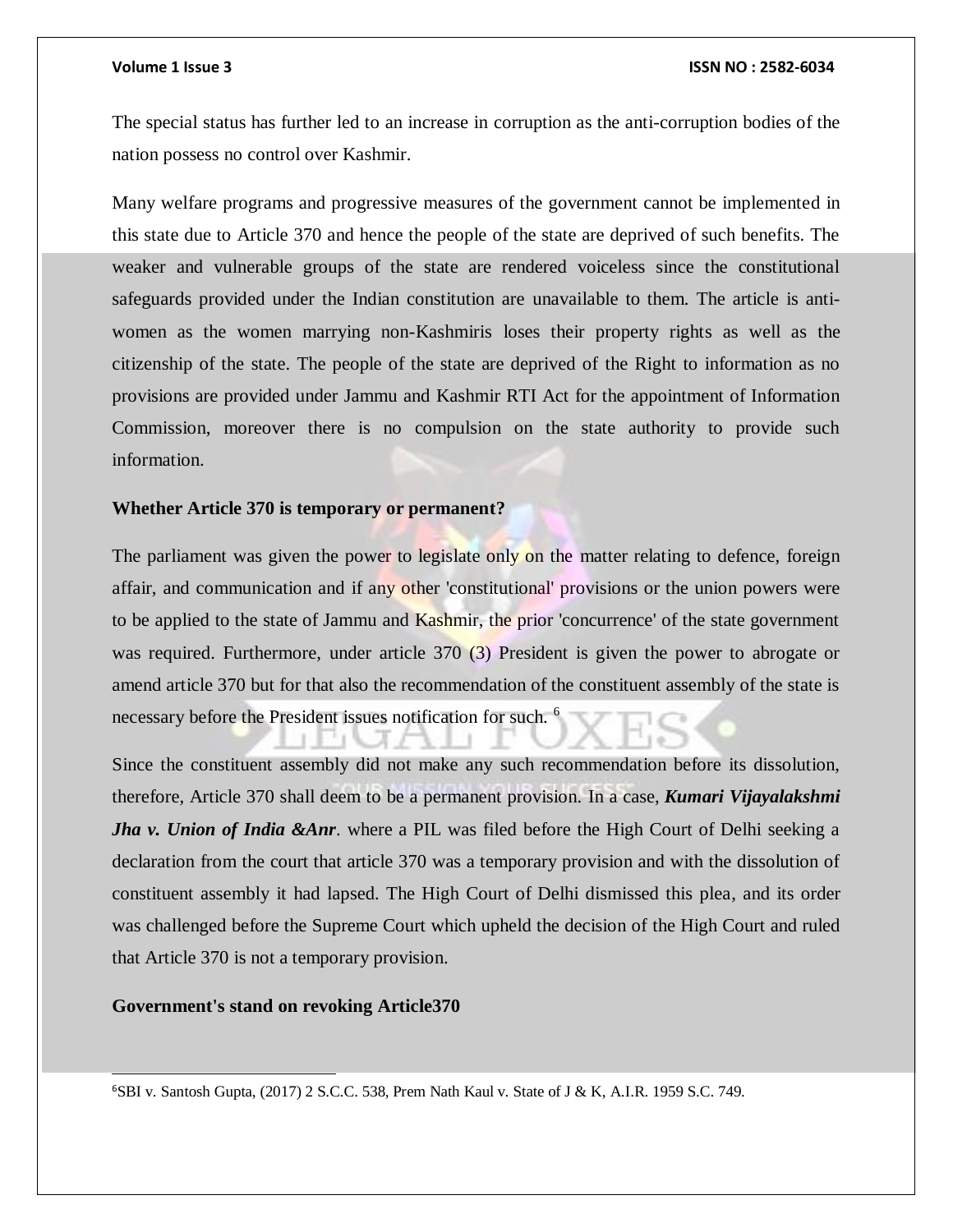The special status has further led to an increase in corruption as the anti-corruption bodies of the nation possess no control over Kashmir.

Many welfare programs and progressive measures of the government cannot be implemented in this state due to Article 370 and hence the people of the state are deprived of such benefits. The weaker and vulnerable groups of the state are rendered voiceless since the constitutional safeguards provided under the Indian constitution are unavailable to them. The article is anti-women as the women marrying non-Kashmiris loses their property rights as well as the citizenship of the state. The people of the state are deprived of the Right to information as no provisions are provided under Jammu and Kashmir RTI Act for the appointment of Information Commission, moreover there is no compulsion on the state authority to provide such information.

**Whether Article 370 is temporary or permanent?**

The parliament was given the power to legislate only on the matter relating to defence, foreign affair, and communication and if any other 'constitutional' provisions or the union powers were to be applied to the state of Jammu and Kashmir, the prior 'concurrence' of the state government was required. Furthermore, under article 370 (3) President is given the power to abrogate or amend article 370 but for that also the recommendation of the constituent assembly of the state is necessary before the President issues notification for such. [6]

Since the constituent assembly did not make any such recommendation before its dissolution, therefore, Article 370 shall deem to be a permanent provision. In a case, ***Kumari Vijayalakshmi Jha v. Union of India &Anr***. where a PIL was filed before the High Court of Delhi seeking a declaration from the court that article 370 was a temporary provision and with the dissolution of constituent assembly it had lapsed. The High Court of Delhi dismissed this plea, and its order was challenged before the Supreme Court which upheld the decision of the High Court and ruled that Article 370 is not a temporary provision.

**Government's stand on revoking Article370**

---

[6] SBI v. Santosh Gupta, (2017) 2 S.C.C. 538, Prem Nath Kaul v. State of J & K, A.I.R. 1959 S.C. 749.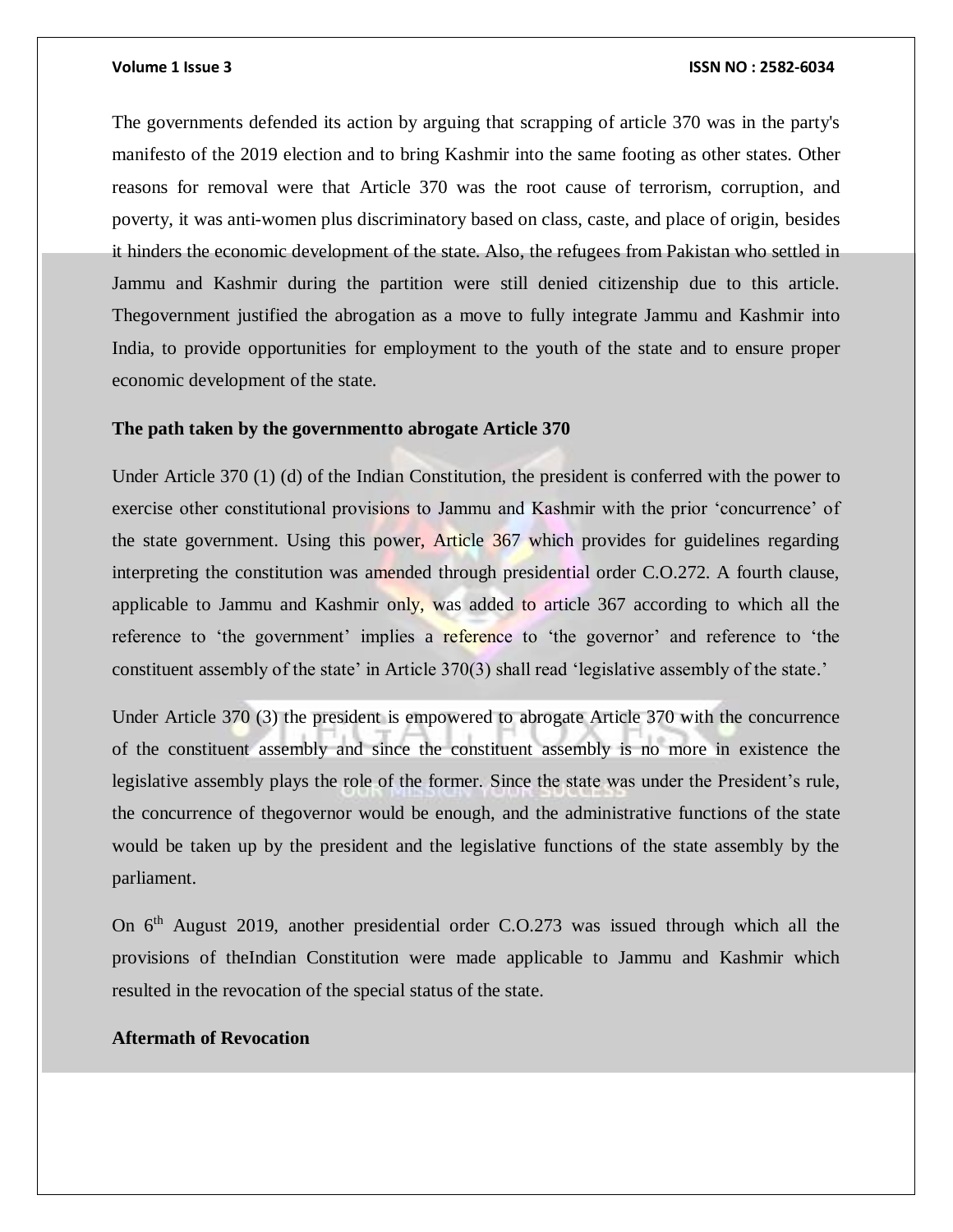The governments defended its action by arguing that scrapping of article 370 was in the party's manifesto of the 2019 election and to bring Kashmir into the same footing as other states. Other reasons for removal were that Article 370 was the root cause of terrorism, corruption, and poverty, it was anti-women plus discriminatory based on class, caste, and place of origin, besides it hinders the economic development of the state. Also, the refugees from Pakistan who settled in Jammu and Kashmir during the partition were still denied citizenship due to this article. Thegovernment justified the abrogation as a move to fully integrate Jammu and Kashmir into India, to provide opportunities for employment to the youth of the state and to ensure proper economic development of the state.

**The path taken by the governmentto abrogate Article 370**

Under Article 370 (1) (d) of the Indian Constitution, the president is conferred with the power to exercise other constitutional provisions to Jammu and Kashmir with the prior 'concurrence' of the state government. Using this power, Article 367 which provides for guidelines regarding interpreting the constitution was amended through presidential order C.O.272. A fourth clause, applicable to Jammu and Kashmir only, was added to article 367 according to which all the reference to 'the government' implies a reference to 'the governor' and reference to 'the constituent assembly of the state' in Article 370(3) shall read 'legislative assembly of the state.'

Under Article 370 (3) the president is empowered to abrogate Article 370 with the concurrence of the constituent assembly and since the constituent assembly is no more in existence the legislative assembly plays the role of the former. Since the state was under the President's rule, the concurrence of thegovernor would be enough, and the administrative functions of the state would be taken up by the president and the legislative functions of the state assembly by the parliament.

On 6th August 2019, another presidential order C.O.273 was issued through which all the provisions of theIndian Constitution were made applicable to Jammu and Kashmir which resulted in the revocation of the special status of the state.

**Aftermath of Revocation**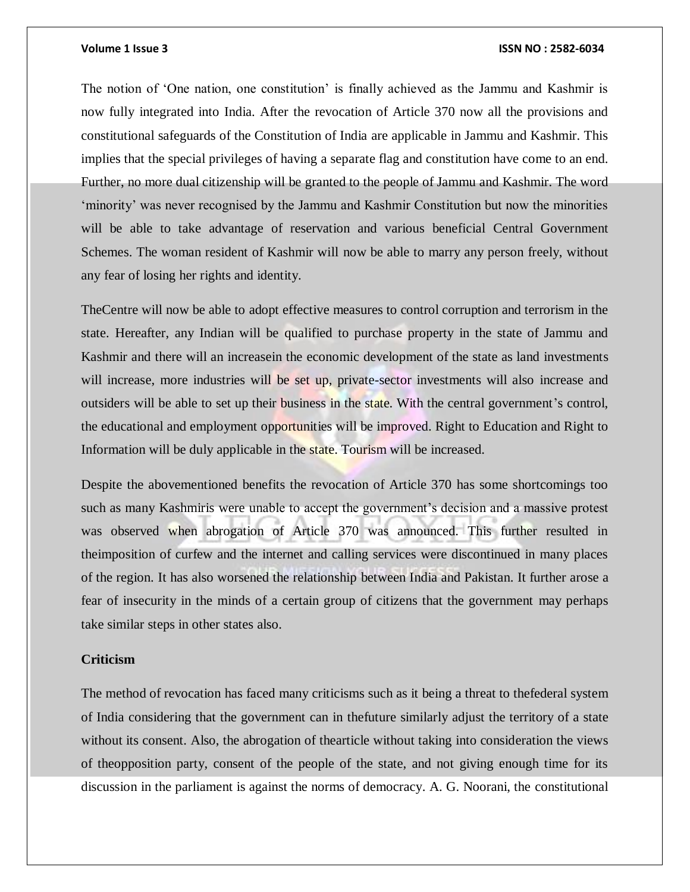The notion of 'One nation, one constitution' is finally achieved as the Jammu and Kashmir is now fully integrated into India. After the revocation of Article 370 now all the provisions and constitutional safeguards of the Constitution of India are applicable in Jammu and Kashmir. This implies that the special privileges of having a separate flag and constitution have come to an end. Further, no more dual citizenship will be granted to the people of Jammu and Kashmir. The word 'minority' was never recognised by the Jammu and Kashmir Constitution but now the minorities will be able to take advantage of reservation and various beneficial Central Government Schemes. The woman resident of Kashmir will now be able to marry any person freely, without any fear of losing her rights and identity.

TheCentre will now be able to adopt effective measures to control corruption and terrorism in the state. Hereafter, any Indian will be qualified to purchase property in the state of Jammu and Kashmir and there will an increasein the economic development of the state as land investments will increase, more industries will be set up, private-sector investments will also increase and outsiders will be able to set up their business in the state. With the central government's control, the educational and employment opportunities will be improved. Right to Education and Right to Information will be duly applicable in the state. Tourism will be increased.

Despite the abovementioned benefits the revocation of Article 370 has some shortcomings too such as many Kashmiris were unable to accept the government's decision and a massive protest was observed when abrogation of Article 370 was announced. This further resulted in theimposition of curfew and the internet and calling services were discontinued in many places of the region. It has also worsened the relationship between India and Pakistan. It further arose a fear of insecurity in the minds of a certain group of citizens that the government may perhaps take similar steps in other states also.

**Criticism**

The method of revocation has faced many criticisms such as it being a threat to thefederal system of India considering that the government can in thefuture similarly adjust the territory of a state without its consent. Also, the abrogation of thearticle without taking into consideration the views of theopposition party, consent of the people of the state, and not giving enough time for its discussion in the parliament is against the norms of democracy. A. G. Noorani, the constitutional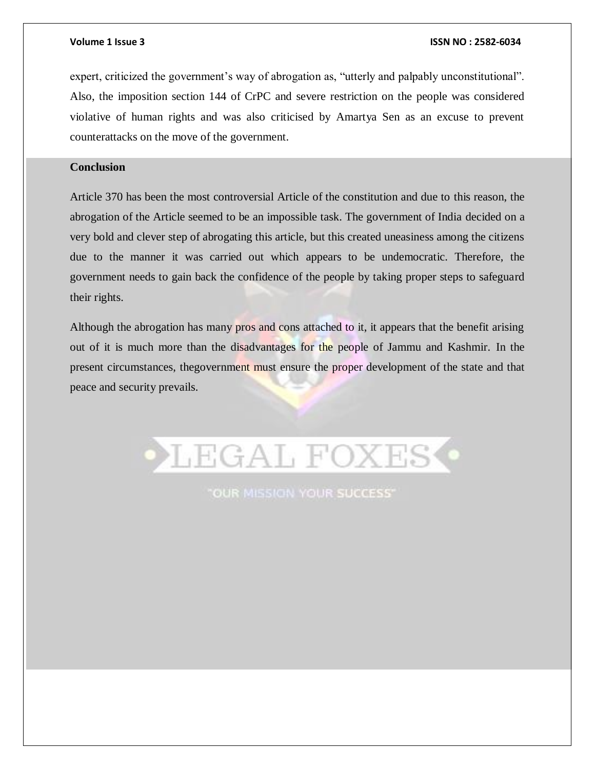expert, criticized the government's way of abrogation as, "utterly and palpably unconstitutional". Also, the imposition section 144 of CrPC and severe restriction on the people was considered violative of human rights and was also criticised by Amartya Sen as an excuse to prevent counterattacks on the move of the government.

## Conclusion

Article 370 has been the most controversial Article of the constitution and due to this reason, the abrogation of the Article seemed to be an impossible task. The government of India decided on a very bold and clever step of abrogating this article, but this created uneasiness among the citizens due to the manner it was carried out which appears to be undemocratic. Therefore, the government needs to gain back the confidence of the people by taking proper steps to safeguard their rights.

Although the abrogation has many pros and cons attached to it, it appears that the benefit arising out of it is much more than the disadvantages for the people of Jammu and Kashmir. In the present circumstances, thegovernment must ensure the proper development of the state and that peace and security prevails.